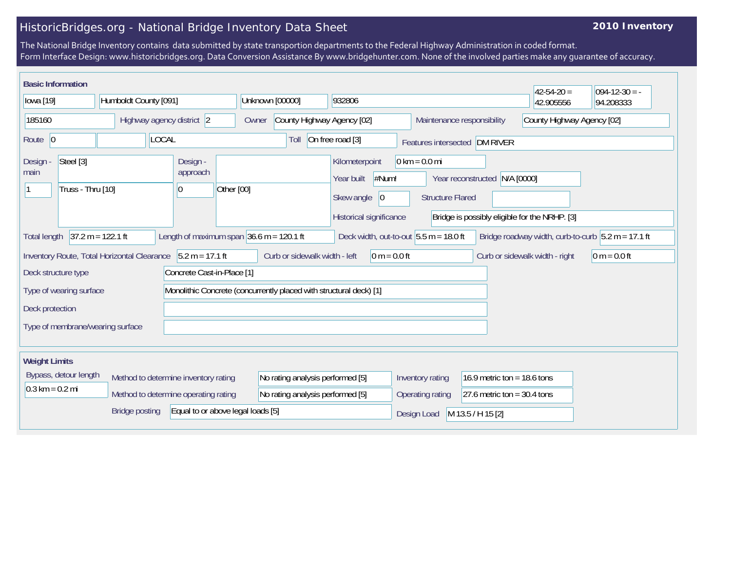# HistoricBridges.org - National Bridge Inventory Data Sheet

**2010 Inventory**

The National Bridge Inventory contains data submitted by state transportion departments to the Federal Highway Administration in coded format.
Form Interface Design: www.historicbridges.org. Data Conversion Assistance By www.bridgehunter.com. None of the involved parties make any guarantee of accuracy.

## Basic Information

| | | | | | |
|---|---|---|---|---|---|
| Iowa [19] | Humboldt County [091] | Unknown [00000] | 932806 | 42-54-20 = 42.905556 | 094-12-30 = -94.208333 |

| | |
|---|---|
| 185160 | |
| Highway agency district | 2 |
| Owner | County Highway Agency [02] |
| Maintenance responsibility | County Highway Agency [02] |
| Route | 0 |
| | LOCAL |
| Toll | On free road [3] |
| Features intersected | DM RIVER |
| Design - main | Steel [3] |
| | 1 — Truss - Thru [10] |
| Design - approach | |
| | 0 — Other [00] |
| Kilometerpoint | 0 km = 0.0 mi |
| Year built | #Num! |
| Year reconstructed | N/A [0000] |
| Skew angle | 0 |
| Structure Flared | |
| Historical significance | Bridge is possibly eligible for the NRHP. [3] |
| Total length | 37.2 m = 122.1 ft |
| Length of maximum span | 36.6 m = 120.1 ft |
| Deck width, out-to-out | 5.5 m = 18.0 ft |
| Bridge roadway width, curb-to-curb | 5.2 m = 17.1 ft |
| Inventory Route, Total Horizontal Clearance | 5.2 m = 17.1 ft |
| Curb or sidewalk width - left | 0 m = 0.0 ft |
| Curb or sidewalk width - right | 0 m = 0.0 ft |
| Deck structure type | Concrete Cast-in-Place [1] |
| Type of wearing surface | Monolithic Concrete (concurrently placed with structural deck) [1] |
| Deck protection | |
| Type of membrane/wearing surface | |

## Weight Limits

| | |
|---|---|
| Bypass, detour length | 0.3 km = 0.2 mi |
| Method to determine inventory rating | No rating analysis performed [5] |
| Method to determine operating rating | No rating analysis performed [5] |
| Bridge posting | Equal to or above legal loads [5] |
| Inventory rating | 16.9 metric ton = 18.6 tons |
| Operating rating | 27.6 metric ton = 30.4 tons |
| Design Load | M 13.5 / H 15 [2] |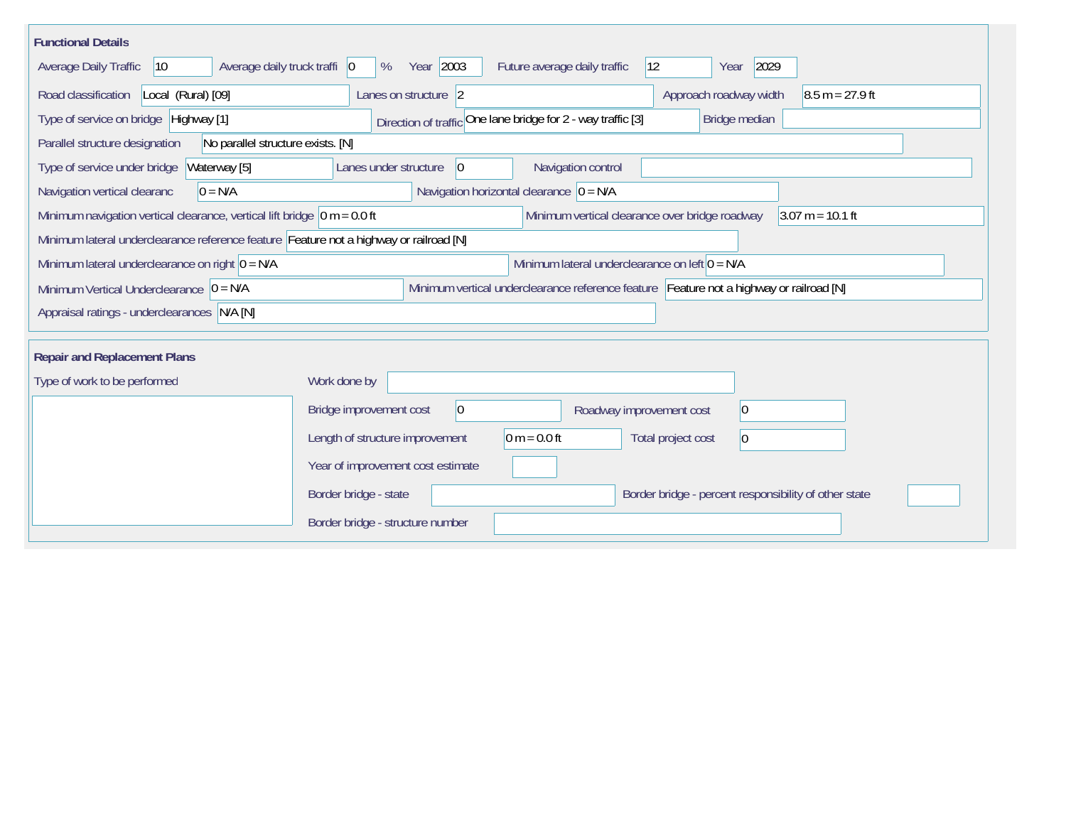## Functional Details

| Field | Value |
| --- | --- |
| Average Daily Traffic | 10 |
| Average daily truck traffi | 0 % |
| Year | 2003 |
| Future average daily traffic | 12 |
| Year | 2029 |
| Road classification | Local (Rural) [09] |
| Lanes on structure | 2 |
| Approach roadway width | 8.5 m = 27.9 ft |
| Type of service on bridge | Highway [1] |
| Direction of traffic | One lane bridge for 2 - way traffic [3] |
| Bridge median | |
| Parallel structure designation | No parallel structure exists. [N] |
| Type of service under bridge | Waterway [5] |
| Lanes under structure | 0 |
| Navigation control | |
| Navigation vertical clearanc | 0 = N/A |
| Navigation horizontal clearance | 0 = N/A |
| Minimum navigation vertical clearance, vertical lift bridge | 0 m = 0.0 ft |
| Minimum vertical clearance over bridge roadway | 3.07 m = 10.1 ft |
| Minimum lateral underclearance reference feature | Feature not a highway or railroad [N] |
| Minimum lateral underclearance on right | 0 = N/A |
| Minimum lateral underclearance on left | 0 = N/A |
| Minimum Vertical Underclearance | 0 = N/A |
| Minimum vertical underclearance reference feature | Feature not a highway or railroad [N] |
| Appraisal ratings - underclearances | N/A [N] |

## Repair and Replacement Plans

| Field | Value |
| --- | --- |
| Type of work to be performed | |
| Work done by | |
| Bridge improvement cost | 0 |
| Roadway improvement cost | 0 |
| Length of structure improvement | 0 m = 0.0 ft |
| Total project cost | 0 |
| Year of improvement cost estimate | |
| Border bridge - state | |
| Border bridge - percent responsibility of other state | |
| Border bridge - structure number | |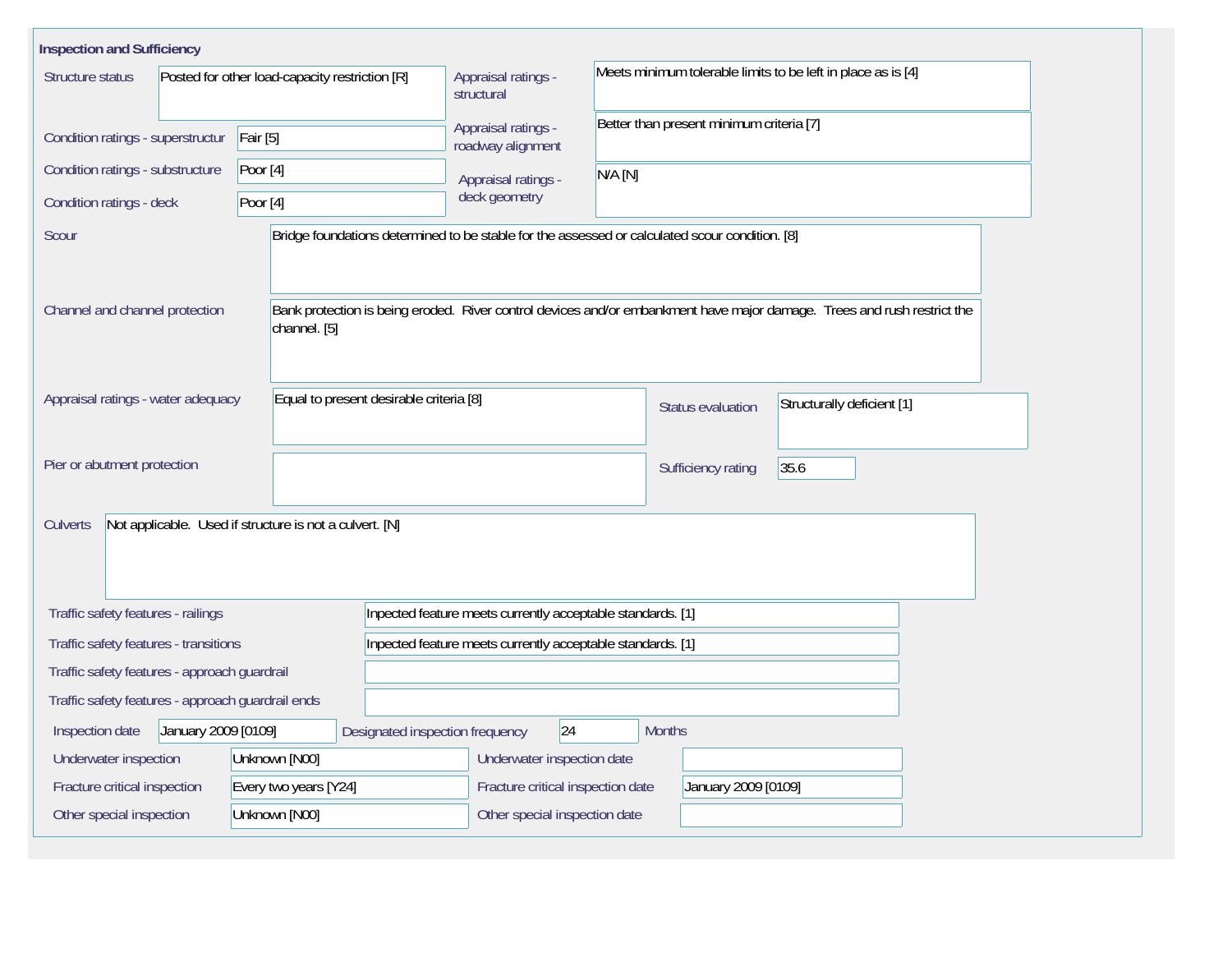## Inspection and Sufficiency

| Field | Value |
|---|---|
| Structure status | Posted for other load-capacity restriction [R] |
| Appraisal ratings - structural | Meets minimum tolerable limits to be left in place as is [4] |
| Condition ratings - superstructur | Fair [5] |
| Appraisal ratings - roadway alignment | Better than present minimum criteria [7] |
| Condition ratings - substructure | Poor [4] |
| Condition ratings - deck | Poor [4] |
| Appraisal ratings - deck geometry | N/A [N] |
| Scour | Bridge foundations determined to be stable for the assessed or calculated scour condition. [8] |
| Channel and channel protection | Bank protection is being eroded. River control devices and/or embankment have major damage. Trees and rush restrict the channel. [5] |
| Appraisal ratings - water adequacy | Equal to present desirable criteria [8] |
| Status evaluation | Structurally deficient [1] |
| Pier or abutment protection | |
| Sufficiency rating | 35.6 |
| Culverts | Not applicable. Used if structure is not a culvert. [N] |
| Traffic safety features - railings | Inpected feature meets currently acceptable standards. [1] |
| Traffic safety features - transitions | Inpected feature meets currently acceptable standards. [1] |
| Traffic safety features - approach guardrail | |
| Traffic safety features - approach guardrail ends | |
| Inspection date | January 2009 [0109] |
| Designated inspection frequency | 24 Months |
| Underwater inspection | Unknown [N00] |
| Underwater inspection date | |
| Fracture critical inspection | Every two years [Y24] |
| Fracture critical inspection date | January 2009 [0109] |
| Other special inspection | Unknown [N00] |
| Other special inspection date | |